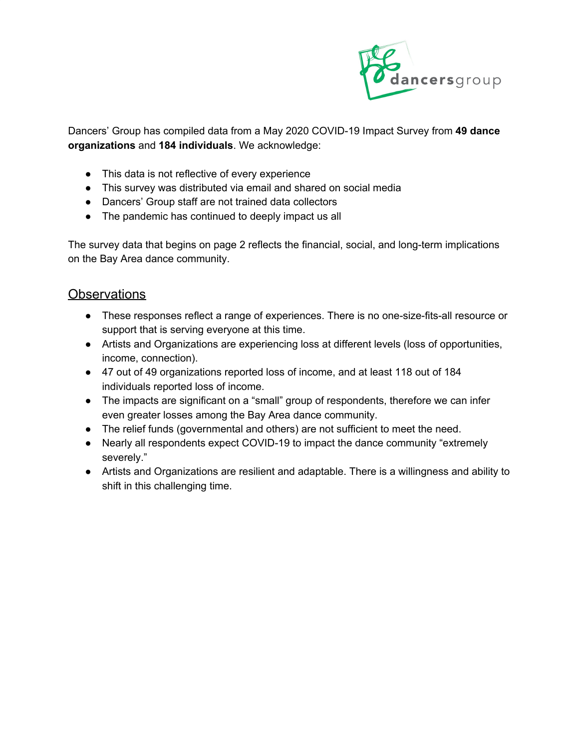dancersgroup

Dancers' Group has compiled data from a May 2020 COVID-19 Impact Survey from **49 dance organizations** and **184 individuals**. We acknowledge:

- This data is not reflective of every experience
- This survey was distributed via email and shared on social media
- Dancers' Group staff are not trained data collectors
- The pandemic has continued to deeply impact us all

The survey data that begins on page 2 reflects the financial, social, and long-term implications on the Bay Area dance community.

## Observations

- These responses reflect a range of experiences. There is no one-size-fits-all resource or support that is serving everyone at this time.
- Artists and Organizations are experiencing loss at different levels (loss of opportunities, income, connection).
- 47 out of 49 organizations reported loss of income, and at least 118 out of 184 individuals reported loss of income.
- The impacts are significant on a "small" group of respondents, therefore we can infer even greater losses among the Bay Area dance community.
- The relief funds (governmental and others) are not sufficient to meet the need.
- Nearly all respondents expect COVID-19 to impact the dance community "extremely severely."
- Artists and Organizations are resilient and adaptable. There is a willingness and ability to shift in this challenging time.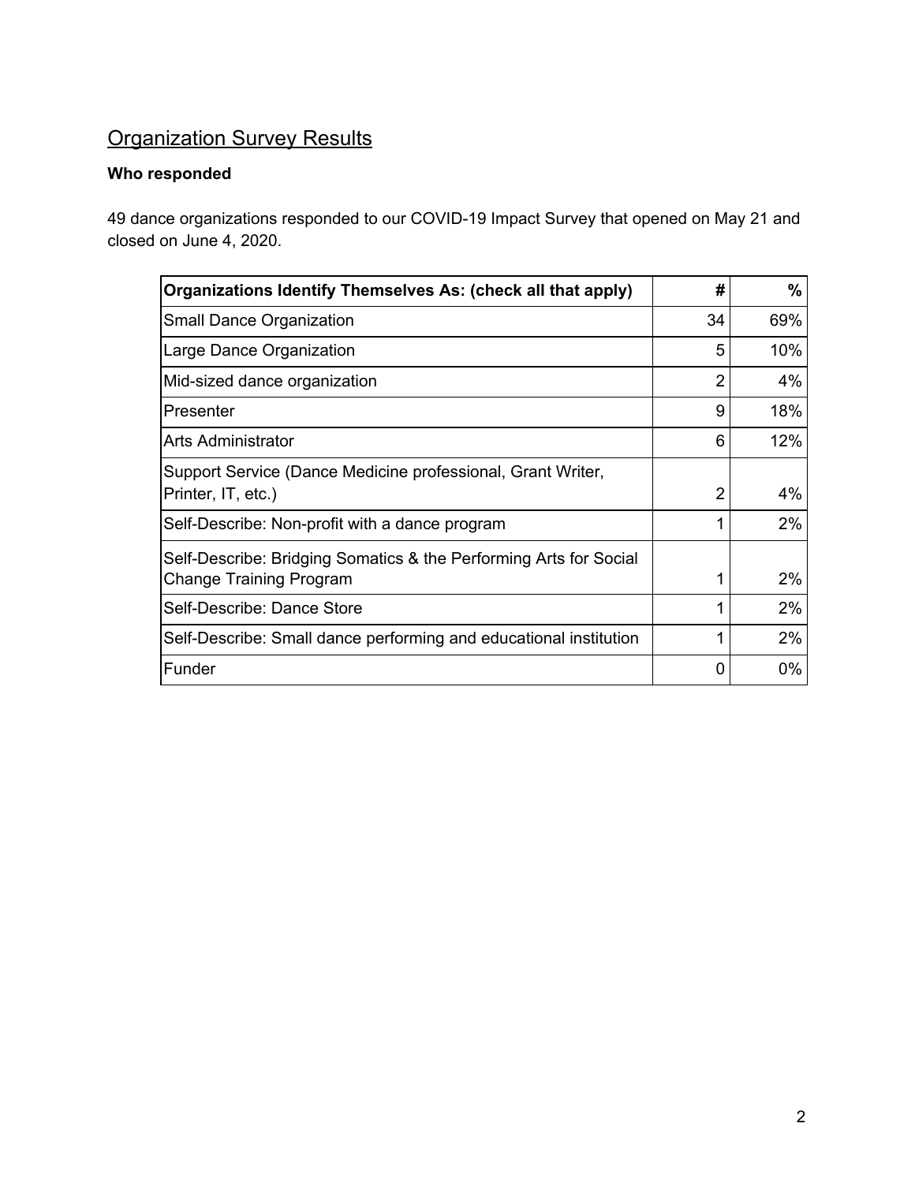## Organization Survey Results

### Who responded

49 dance organizations responded to our COVID-19 Impact Survey that opened on May 21 and closed on June 4, 2020.

| Organizations Identify Themselves As: (check all that apply) | # | % |
|---|---|---|
| Small Dance Organization | 34 | 69% |
| Large Dance Organization | 5 | 10% |
| Mid-sized dance organization | 2 | 4% |
| Presenter | 9 | 18% |
| Arts Administrator | 6 | 12% |
| Support Service (Dance Medicine professional, Grant Writer, Printer, IT, etc.) | 2 | 4% |
| Self-Describe: Non-profit with a dance program | 1 | 2% |
| Self-Describe: Bridging Somatics & the Performing Arts for Social Change Training Program | 1 | 2% |
| Self-Describe: Dance Store | 1 | 2% |
| Self-Describe: Small dance performing and educational institution | 1 | 2% |
| Funder | 0 | 0% |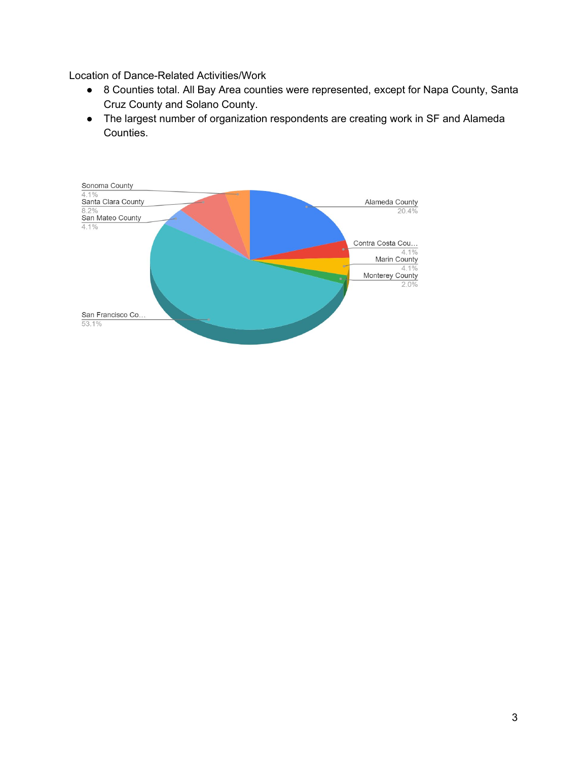Location of Dance-Related Activities/Work

- 8 Counties total. All Bay Area counties were represented, except for Napa County, Santa Cruz County and Solano County.
- The largest number of organization respondents are creating work in SF and Alameda Counties.

| County | Percentage |
|---|---|
| Sonoma County | 4.1% |
| Santa Clara County | 8.2% |
| San Mateo County | 4.1% |
| San Francisco Co… | 53.1% |
| Alameda County | 20.4% |
| Contra Costa Cou… | 4.1% |
| Marin County | 4.1% |
| Monterey County | 2.0% |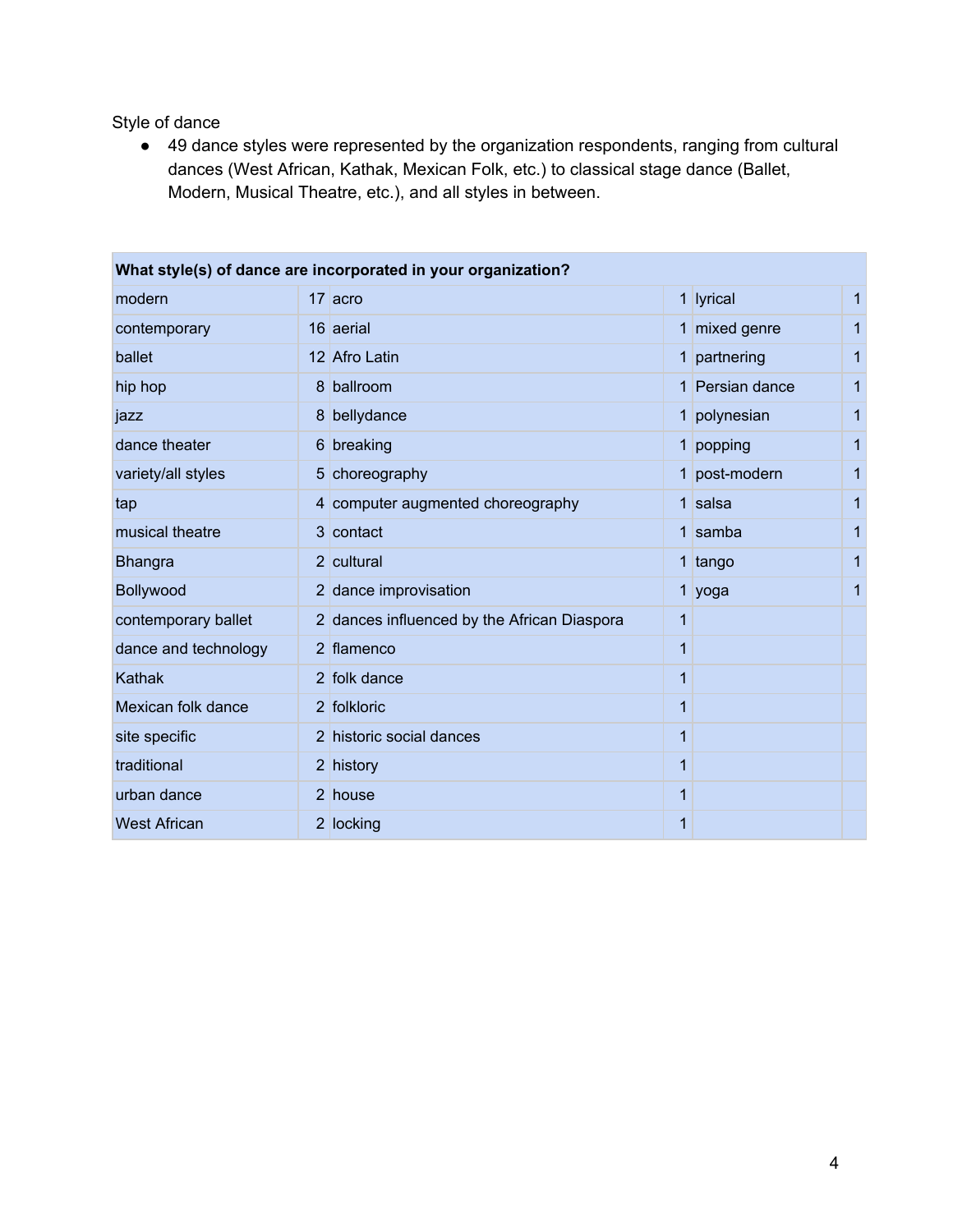Style of dance

- 49 dance styles were represented by the organization respondents, ranging from cultural dances (West African, Kathak, Mexican Folk, etc.) to classical stage dance (Ballet, Modern, Musical Theatre, etc.), and all styles in between.

| What style(s) of dance are incorporated in your organization? | | | | | |
|---|---|---|---|---|---|
| modern | 17 | acro | 1 | lyrical | 1 |
| contemporary | 16 | aerial | 1 | mixed genre | 1 |
| ballet | 12 | Afro Latin | 1 | partnering | 1 |
| hip hop | 8 | ballroom | 1 | Persian dance | 1 |
| jazz | 8 | bellydance | 1 | polynesian | 1 |
| dance theater | 6 | breaking | 1 | popping | 1 |
| variety/all styles | 5 | choreography | 1 | post-modern | 1 |
| tap | 4 | computer augmented choreography | 1 | salsa | 1 |
| musical theatre | 3 | contact | 1 | samba | 1 |
| Bhangra | 2 | cultural | 1 | tango | 1 |
| Bollywood | 2 | dance improvisation | 1 | yoga | 1 |
| contemporary ballet | 2 | dances influenced by the African Diaspora | 1 | | |
| dance and technology | 2 | flamenco | 1 | | |
| Kathak | 2 | folk dance | 1 | | |
| Mexican folk dance | 2 | folkloric | 1 | | |
| site specific | 2 | historic social dances | 1 | | |
| traditional | 2 | history | 1 | | |
| urban dance | 2 | house | 1 | | |
| West African | 2 | locking | 1 | | |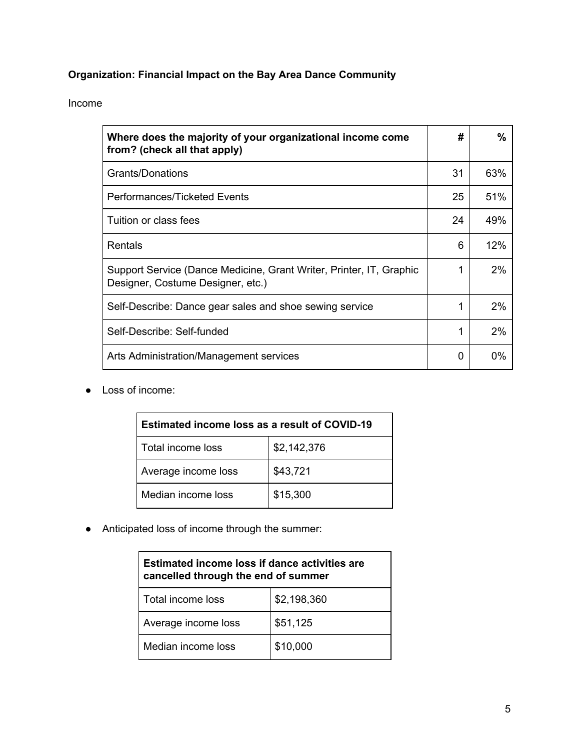**Organization: Financial Impact on the Bay Area Dance Community**

Income

| Where does the majority of your organizational income come from? (check all that apply) | # | % |
|---|---|---|
| Grants/Donations | 31 | 63% |
| Performances/Ticketed Events | 25 | 51% |
| Tuition or class fees | 24 | 49% |
| Rentals | 6 | 12% |
| Support Service (Dance Medicine, Grant Writer, Printer, IT, Graphic Designer, Costume Designer, etc.) | 1 | 2% |
| Self-Describe: Dance gear sales and shoe sewing service | 1 | 2% |
| Self-Describe: Self-funded | 1 | 2% |
| Arts Administration/Management services | 0 | 0% |

- Loss of income:

| Estimated income loss as a result of COVID-19 | |
|---|---|
| Total income loss | $2,142,376 |
| Average income loss | $43,721 |
| Median income loss | $15,300 |

- Anticipated loss of income through the summer:

| Estimated income loss if dance activities are cancelled through the end of summer | |
|---|---|
| Total income loss | $2,198,360 |
| Average income loss | $51,125 |
| Median income loss | $10,000 |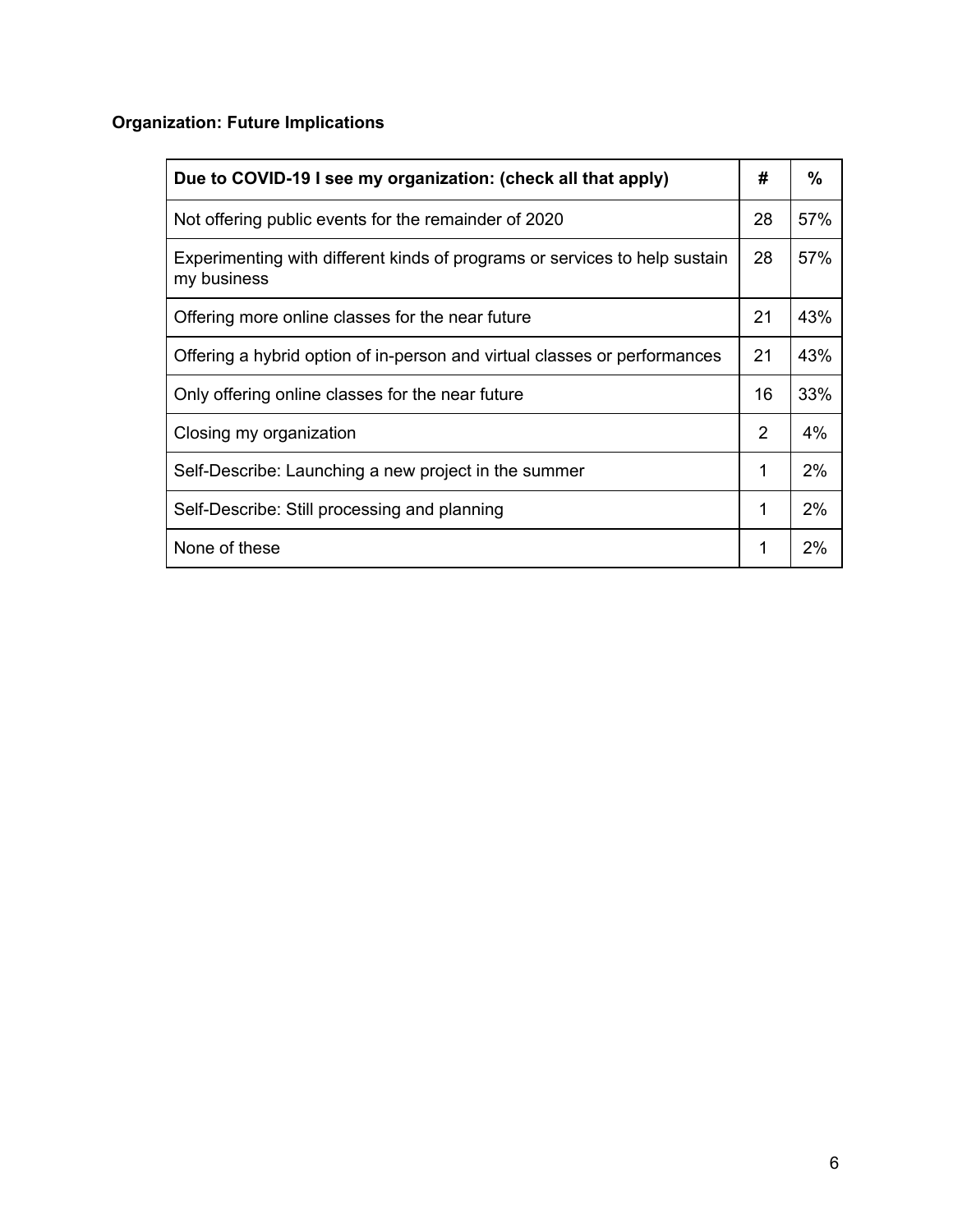**Organization: Future Implications**

| Due to COVID-19 I see my organization: (check all that apply) | # | % |
|---|---|---|
| Not offering public events for the remainder of 2020 | 28 | 57% |
| Experimenting with different kinds of programs or services to help sustain my business | 28 | 57% |
| Offering more online classes for the near future | 21 | 43% |
| Offering a hybrid option of in-person and virtual classes or performances | 21 | 43% |
| Only offering online classes for the near future | 16 | 33% |
| Closing my organization | 2 | 4% |
| Self-Describe: Launching a new project in the summer | 1 | 2% |
| Self-Describe: Still processing and planning | 1 | 2% |
| None of these | 1 | 2% |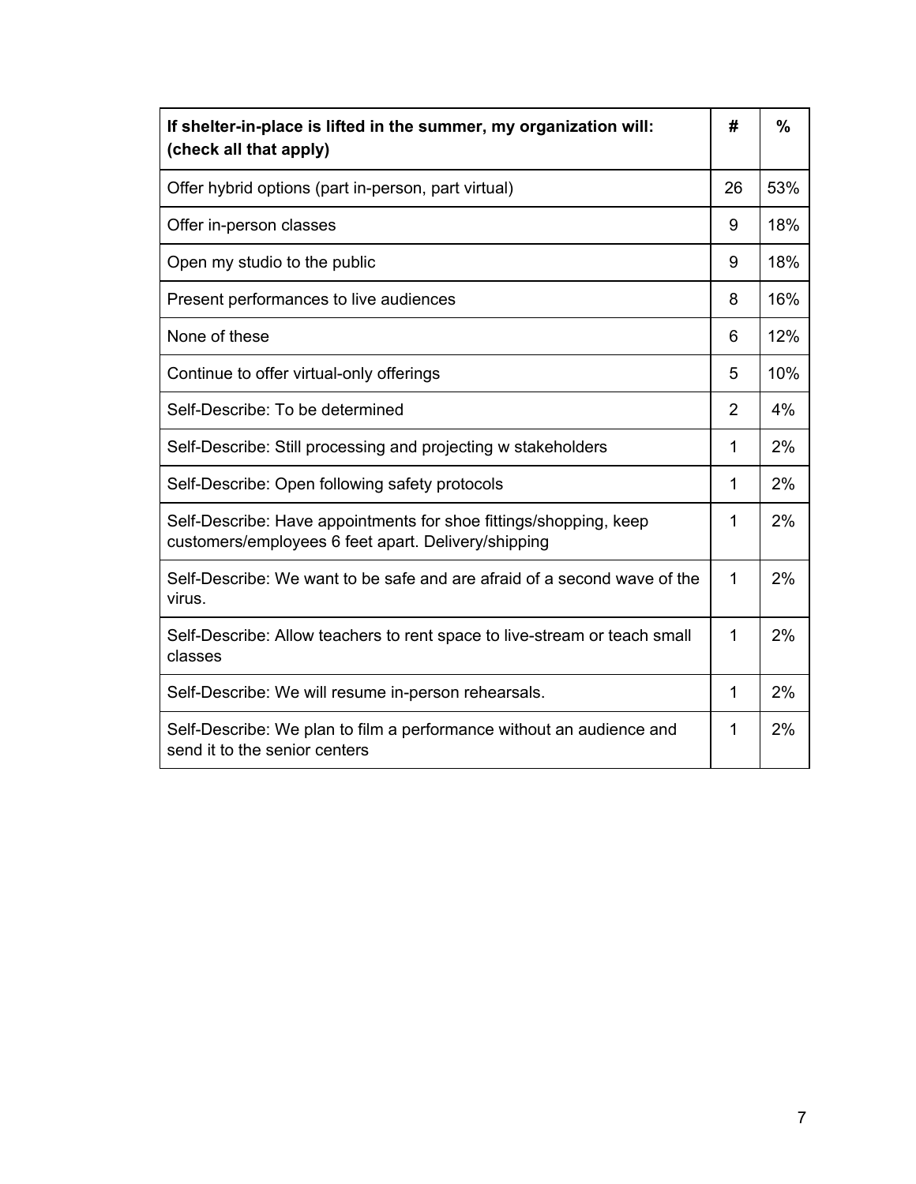| **If shelter-in-place is lifted in the summer, my organization will: (check all that apply)** | **#** | **%** |
|---|---|---|
| Offer hybrid options (part in-person, part virtual) | 26 | 53% |
| Offer in-person classes | 9 | 18% |
| Open my studio to the public | 9 | 18% |
| Present performances to live audiences | 8 | 16% |
| None of these | 6 | 12% |
| Continue to offer virtual-only offerings | 5 | 10% |
| Self-Describe: To be determined | 2 | 4% |
| Self-Describe: Still processing and projecting w stakeholders | 1 | 2% |
| Self-Describe: Open following safety protocols | 1 | 2% |
| Self-Describe: Have appointments for shoe fittings/shopping, keep customers/employees 6 feet apart. Delivery/shipping | 1 | 2% |
| Self-Describe: We want to be safe and are afraid of a second wave of the virus. | 1 | 2% |
| Self-Describe: Allow teachers to rent space to live-stream or teach small classes | 1 | 2% |
| Self-Describe: We will resume in-person rehearsals. | 1 | 2% |
| Self-Describe: We plan to film a performance without an audience and send it to the senior centers | 1 | 2% |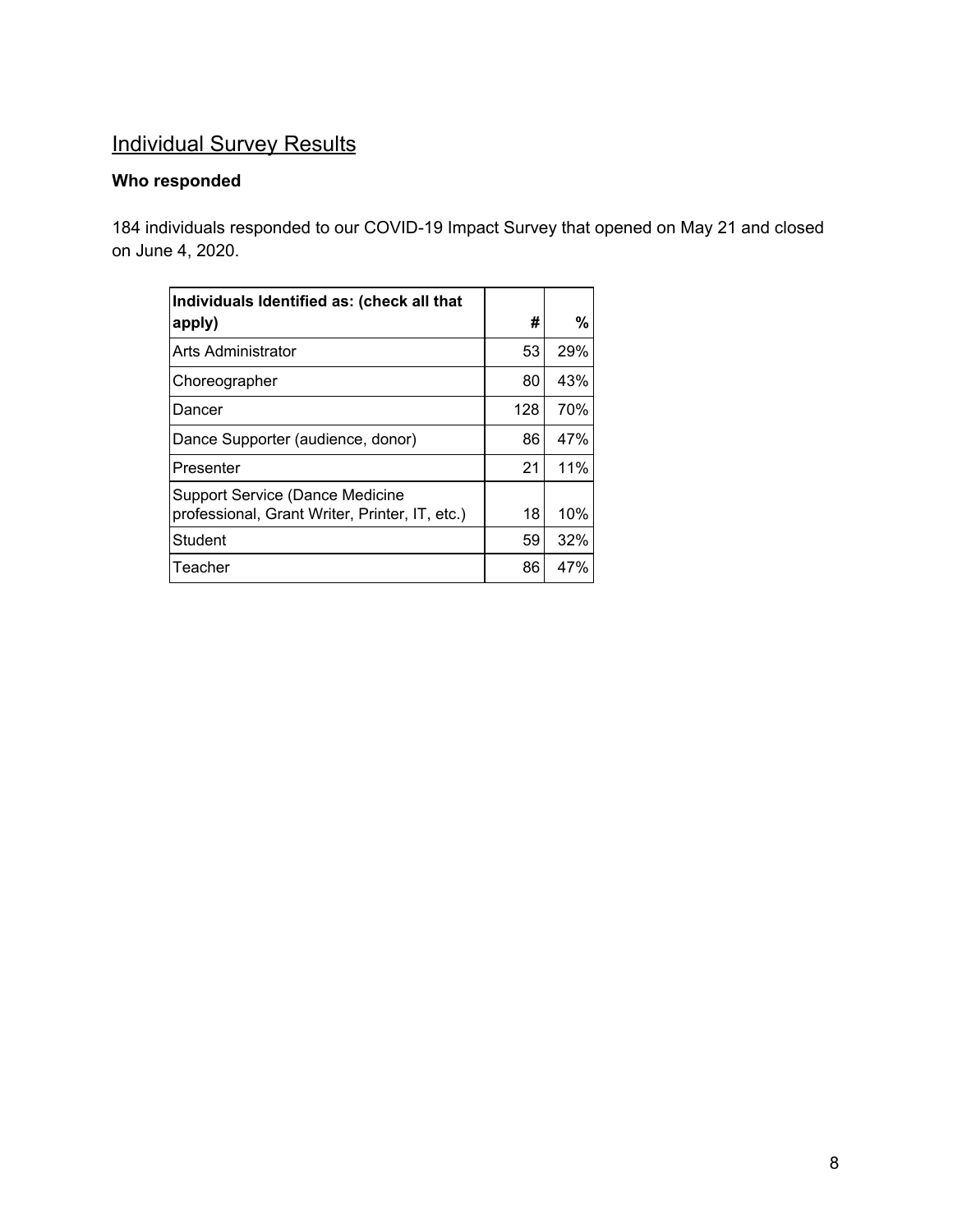## Individual Survey Results

**Who responded**

184 individuals responded to our COVID-19 Impact Survey that opened on May 21 and closed on June 4, 2020.

| Individuals Identified as: (check all that apply) | # | % |
|---|---|---|
| Arts Administrator | 53 | 29% |
| Choreographer | 80 | 43% |
| Dancer | 128 | 70% |
| Dance Supporter (audience, donor) | 86 | 47% |
| Presenter | 21 | 11% |
| Support Service (Dance Medicine professional, Grant Writer, Printer, IT, etc.) | 18 | 10% |
| Student | 59 | 32% |
| Teacher | 86 | 47% |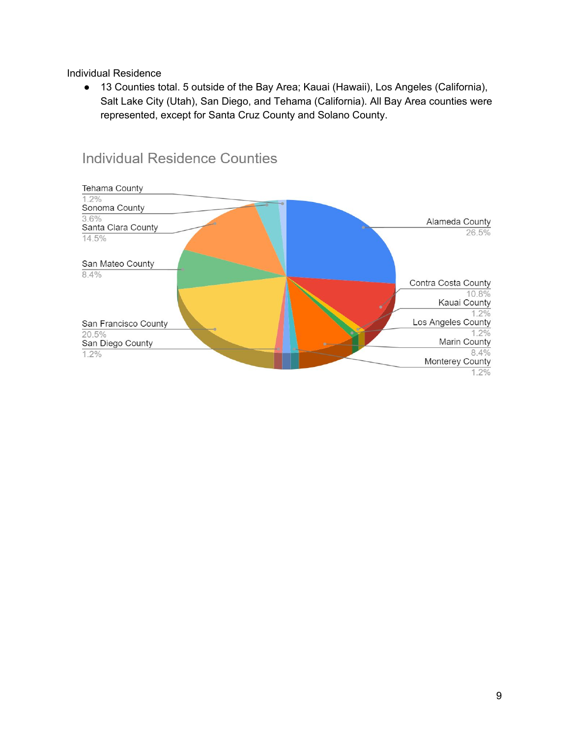Individual Residence

- 13 Counties total. 5 outside of the Bay Area; Kauai (Hawaii), Los Angeles (California), Salt Lake City (Utah), San Diego, and Tehama (California). All Bay Area counties were represented, except for Santa Cruz County and Solano County.

Individual Residence Counties

| County | Percentage |
| --- | --- |
| Alameda County | 26.5% |
| Contra Costa County | 10.8% |
| Kauai County | 1.2% |
| Los Angeles County | 1.2% |
| Marin County | 8.4% |
| Monterey County | 1.2% |
| San Diego County | 1.2% |
| San Francisco County | 20.5% |
| San Mateo County | 8.4% |
| Santa Clara County | 14.5% |
| Sonoma County | 3.6% |
| Tehama County | 1.2% |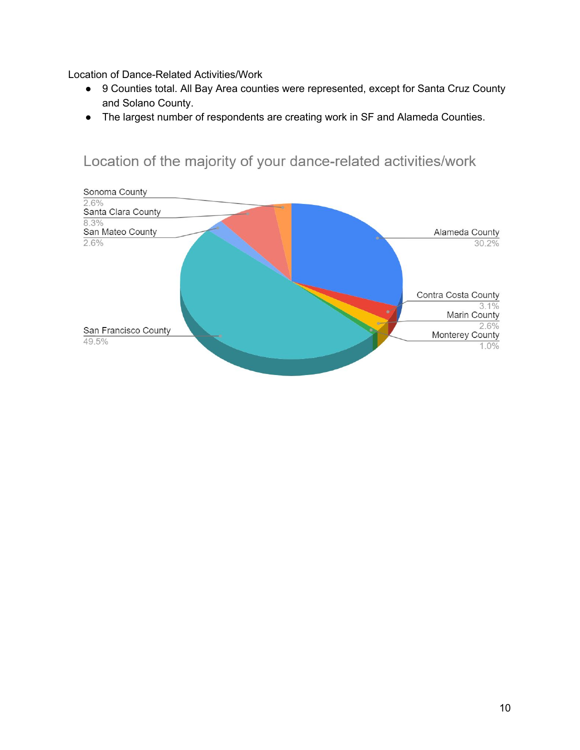Location of Dance-Related Activities/Work

- 9 Counties total. All Bay Area counties were represented, except for Santa Cruz County and Solano County.
- The largest number of respondents are creating work in SF and Alameda Counties.

Location of the majority of your dance-related activities/work

| County | Percentage |
| --- | --- |
| Sonoma County | 2.6% |
| Santa Clara County | 8.3% |
| San Mateo County | 2.6% |
| San Francisco County | 49.5% |
| Alameda County | 30.2% |
| Contra Costa County | 3.1% |
| Marin County | 2.6% |
| Monterey County | 1.0% |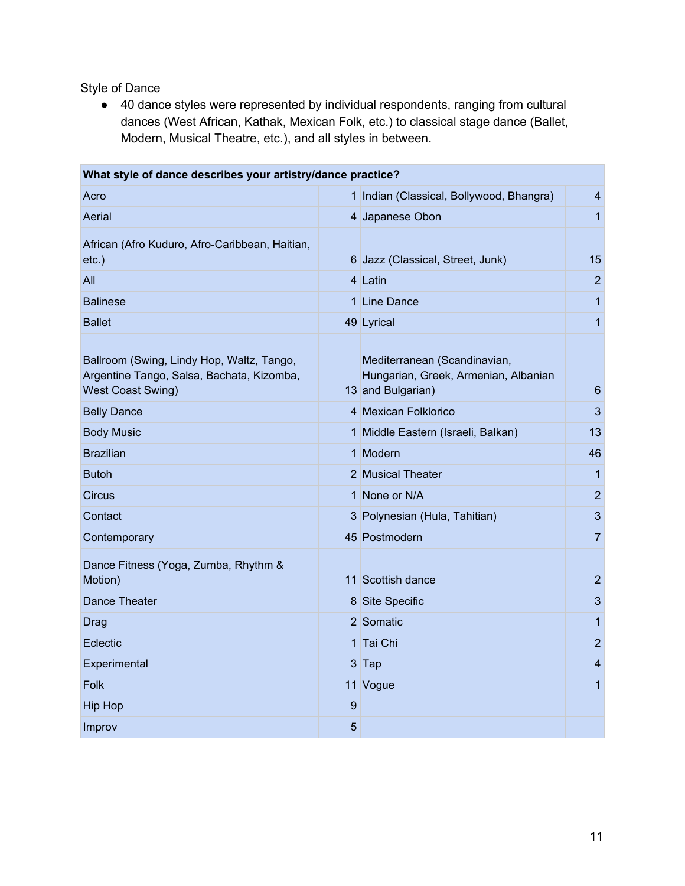Style of Dance

- 40 dance styles were represented by individual respondents, ranging from cultural dances (West African, Kathak, Mexican Folk, etc.) to classical stage dance (Ballet, Modern, Musical Theatre, etc.), and all styles in between.

| What style of dance describes your artistry/dance practice? | | | |
|---|---|---|---|
| Acro | 1 | Indian (Classical, Bollywood, Bhangra) | 4 |
| Aerial | 4 | Japanese Obon | 1 |
| African (Afro Kuduro, Afro-Caribbean, Haitian, etc.) | 6 | Jazz (Classical, Street, Junk) | 15 |
| All | 4 | Latin | 2 |
| Balinese | 1 | Line Dance | 1 |
| Ballet | 49 | Lyrical | 1 |
| Ballroom (Swing, Lindy Hop, Waltz, Tango, Argentine Tango, Salsa, Bachata, Kizomba, West Coast Swing) | 13 | Mediterranean (Scandinavian, Hungarian, Greek, Armenian, Albanian and Bulgarian) | 6 |
| Belly Dance | 4 | Mexican Folklorico | 3 |
| Body Music | 1 | Middle Eastern (Israeli, Balkan) | 13 |
| Brazilian | 1 | Modern | 46 |
| Butoh | 2 | Musical Theater | 1 |
| Circus | 1 | None or N/A | 2 |
| Contact | 3 | Polynesian (Hula, Tahitian) | 3 |
| Contemporary | 45 | Postmodern | 7 |
| Dance Fitness (Yoga, Zumba, Rhythm & Motion) | 11 | Scottish dance | 2 |
| Dance Theater | 8 | Site Specific | 3 |
| Drag | 2 | Somatic | 1 |
| Eclectic | 1 | Tai Chi | 2 |
| Experimental | 3 | Tap | 4 |
| Folk | 11 | Vogue | 1 |
| Hip Hop | 9 | | |
| Improv | 5 | | |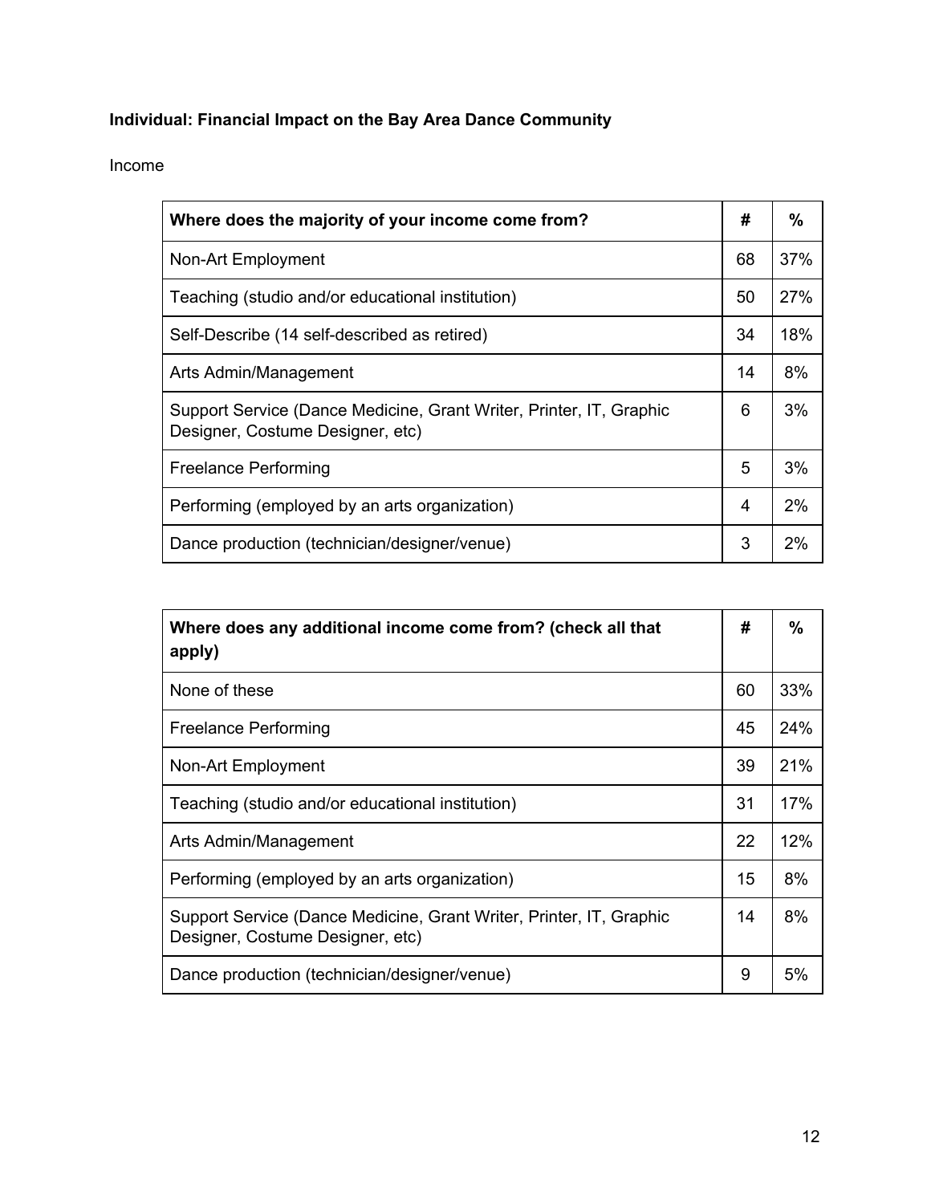**Individual: Financial Impact on the Bay Area Dance Community**

Income

| Where does the majority of your income come from? | # | % |
|---|---|---|
| Non-Art Employment | 68 | 37% |
| Teaching (studio and/or educational institution) | 50 | 27% |
| Self-Describe (14 self-described as retired) | 34 | 18% |
| Arts Admin/Management | 14 | 8% |
| Support Service (Dance Medicine, Grant Writer, Printer, IT, Graphic Designer, Costume Designer, etc) | 6 | 3% |
| Freelance Performing | 5 | 3% |
| Performing (employed by an arts organization) | 4 | 2% |
| Dance production (technician/designer/venue) | 3 | 2% |

| Where does any additional income come from? (check all that apply) | # | % |
|---|---|---|
| None of these | 60 | 33% |
| Freelance Performing | 45 | 24% |
| Non-Art Employment | 39 | 21% |
| Teaching (studio and/or educational institution) | 31 | 17% |
| Arts Admin/Management | 22 | 12% |
| Performing (employed by an arts organization) | 15 | 8% |
| Support Service (Dance Medicine, Grant Writer, Printer, IT, Graphic Designer, Costume Designer, etc) | 14 | 8% |
| Dance production (technician/designer/venue) | 9 | 5% |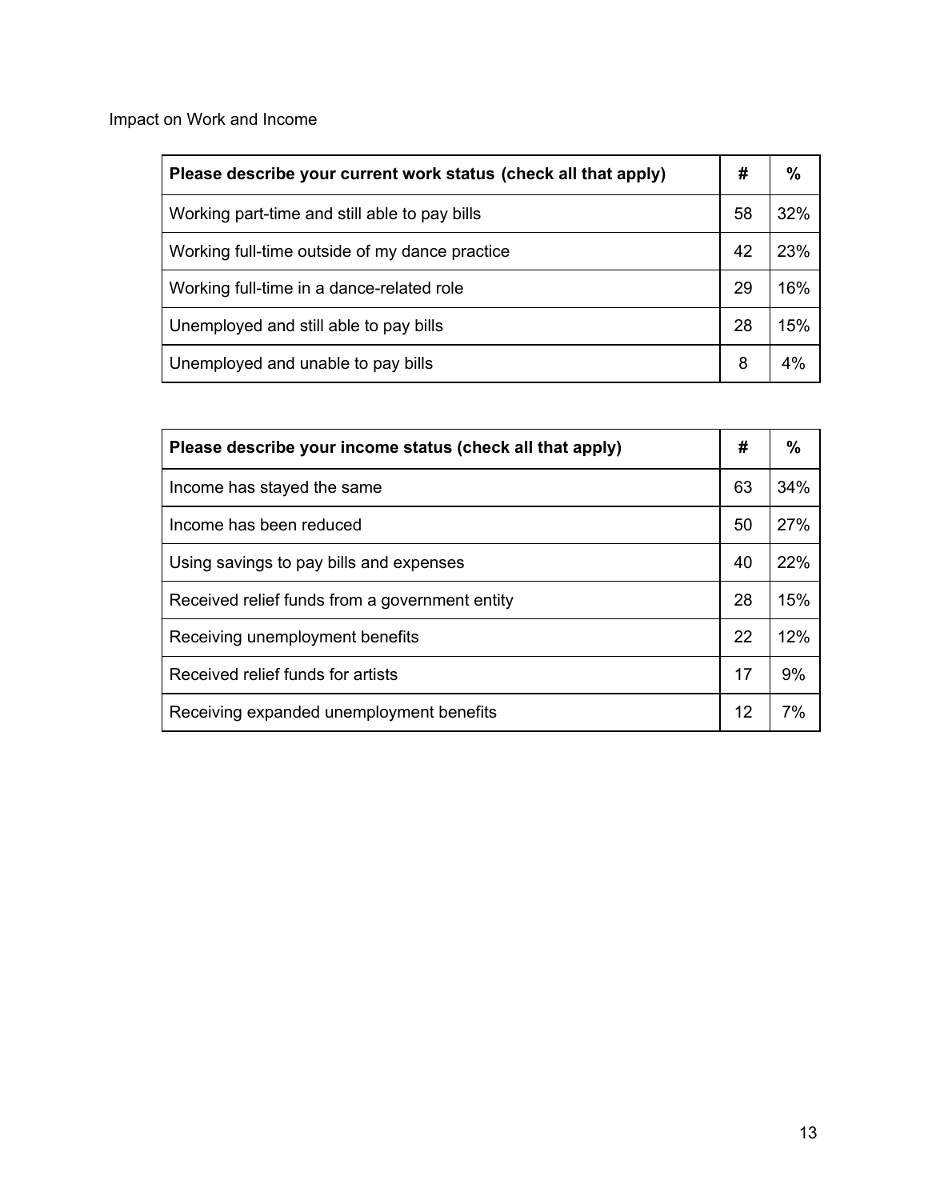Impact on Work and Income

| Please describe your current work status (check all that apply) | # | % |
|---|---|---|
| Working part-time and still able to pay bills | 58 | 32% |
| Working full-time outside of my dance practice | 42 | 23% |
| Working full-time in a dance-related role | 29 | 16% |
| Unemployed and still able to pay bills | 28 | 15% |
| Unemployed and unable to pay bills | 8 | 4% |

| Please describe your income status (check all that apply) | # | % |
|---|---|---|
| Income has stayed the same | 63 | 34% |
| Income has been reduced | 50 | 27% |
| Using savings to pay bills and expenses | 40 | 22% |
| Received relief funds from a government entity | 28 | 15% |
| Receiving unemployment benefits | 22 | 12% |
| Received relief funds for artists | 17 | 9% |
| Receiving expanded unemployment benefits | 12 | 7% |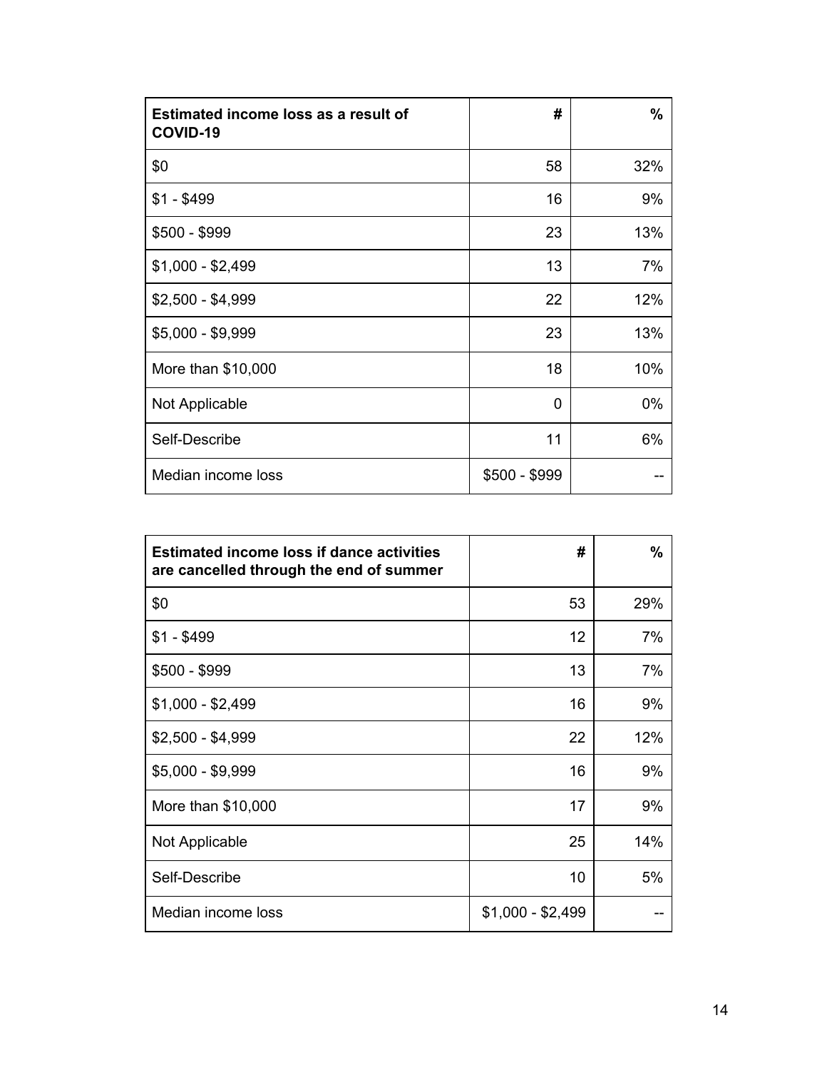| Estimated income loss as a result of COVID-19 | # | % |
|---|---|---|
| $0 | 58 | 32% |
| $1 - $499 | 16 | 9% |
| $500 - $999 | 23 | 13% |
| $1,000 - $2,499 | 13 | 7% |
| $2,500 - $4,999 | 22 | 12% |
| $5,000 - $9,999 | 23 | 13% |
| More than $10,000 | 18 | 10% |
| Not Applicable | 0 | 0% |
| Self-Describe | 11 | 6% |
| Median income loss | $500 - $999 | -- |

| Estimated income loss if dance activities are cancelled through the end of summer | # | % |
|---|---|---|
| $0 | 53 | 29% |
| $1 - $499 | 12 | 7% |
| $500 - $999 | 13 | 7% |
| $1,000 - $2,499 | 16 | 9% |
| $2,500 - $4,999 | 22 | 12% |
| $5,000 - $9,999 | 16 | 9% |
| More than $10,000 | 17 | 9% |
| Not Applicable | 25 | 14% |
| Self-Describe | 10 | 5% |
| Median income loss | $1,000 - $2,499 | -- |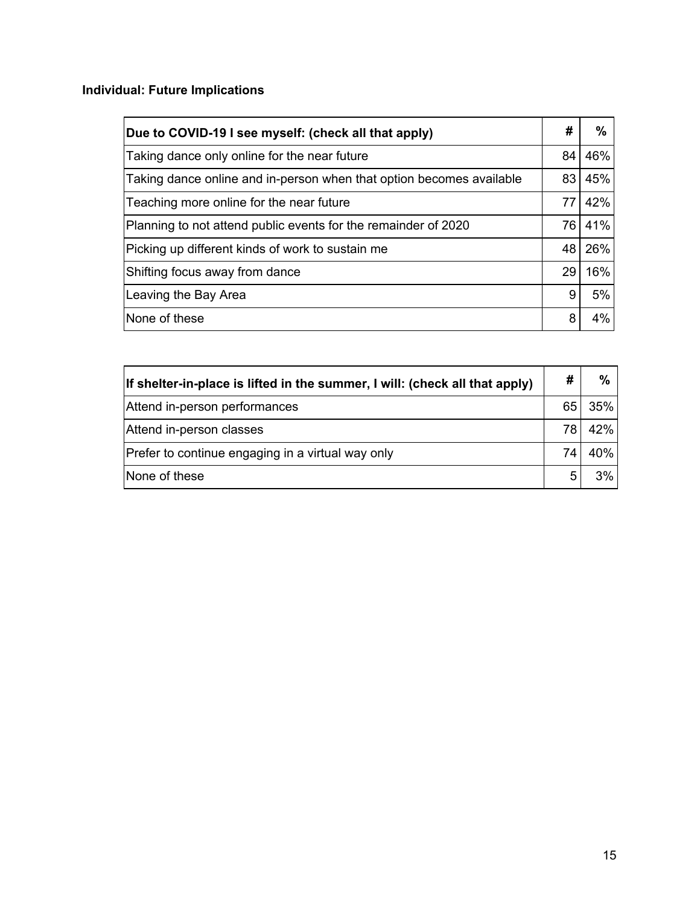**Individual: Future Implications**

| Due to COVID-19 I see myself: (check all that apply) | # | % |
|---|---|---|
| Taking dance only online for the near future | 84 | 46% |
| Taking dance online and in-person when that option becomes available | 83 | 45% |
| Teaching more online for the near future | 77 | 42% |
| Planning to not attend public events for the remainder of 2020 | 76 | 41% |
| Picking up different kinds of work to sustain me | 48 | 26% |
| Shifting focus away from dance | 29 | 16% |
| Leaving the Bay Area | 9 | 5% |
| None of these | 8 | 4% |

| If shelter-in-place is lifted in the summer, I will: (check all that apply) | # | % |
|---|---|---|
| Attend in-person performances | 65 | 35% |
| Attend in-person classes | 78 | 42% |
| Prefer to continue engaging in a virtual way only | 74 | 40% |
| None of these | 5 | 3% |